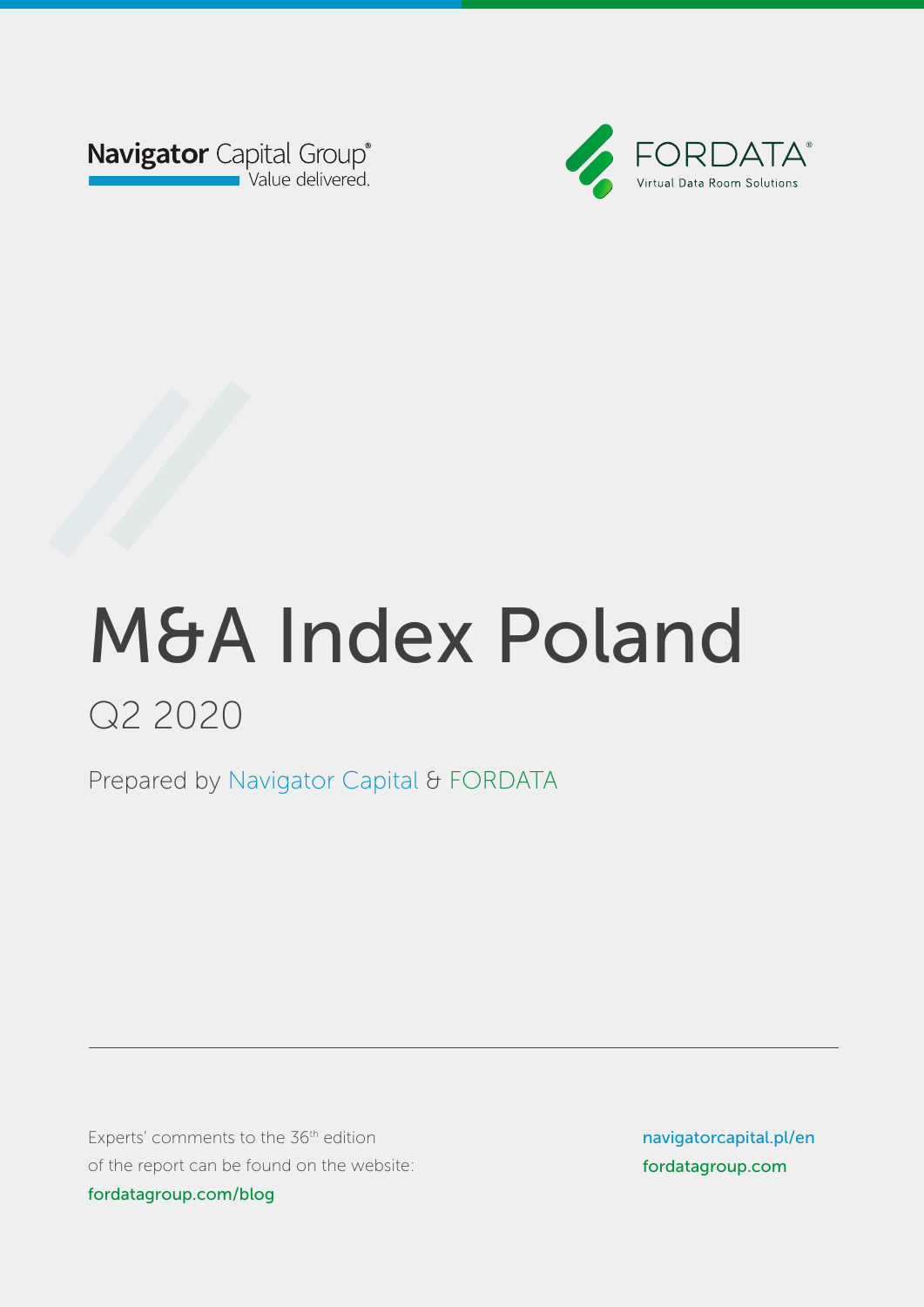Navigator Capital Group®
Value delivered.

FORDATA®
Virtual Data Room Solutions

# M&A Index Poland

## Q2 2020

Prepared by Navigator Capital & FORDATA

Experts' comments to the 36th edition of the report can be found on the website:
fordatagroup.com/blog

navigatorcapital.pl/en
fordatagroup.com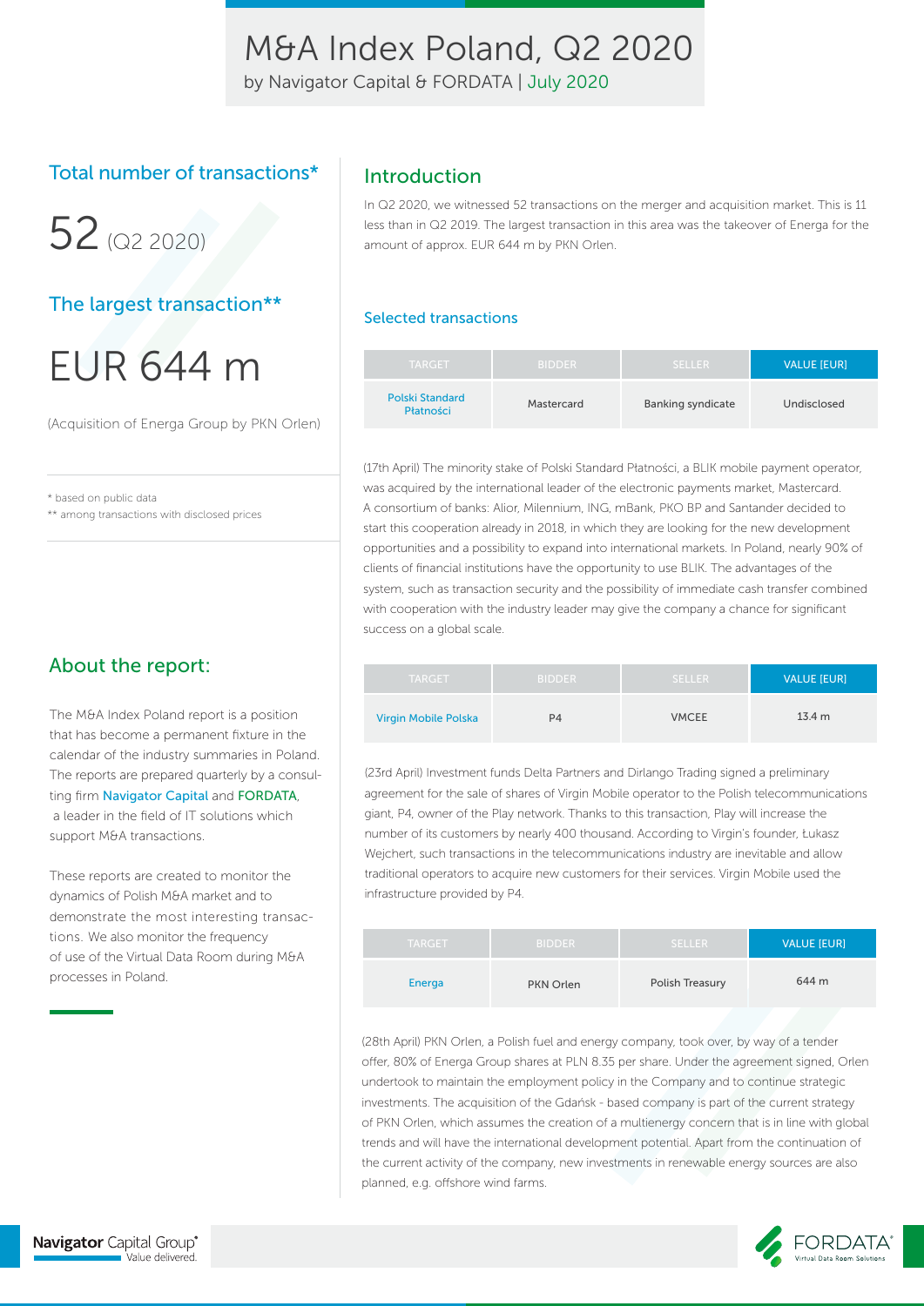# M&A Index Poland, Q2 2020

by Navigator Capital & FORDATA | July 2020

## Total number of transactions*

52 (Q2 2020)

## The largest transaction**

EUR 644 m

(Acquisition of Energa Group by PKN Orlen)

* based on public data
** among transactions with disclosed prices

## About the report:

The M&A Index Poland report is a position that has become a permanent fixture in the calendar of the industry summaries in Poland. The reports are prepared quarterly by a consulting firm Navigator Capital and FORDATA, a leader in the field of IT solutions which support M&A transactions.

These reports are created to monitor the dynamics of Polish M&A market and to demonstrate the most interesting transactions. We also monitor the frequency of use of the Virtual Data Room during M&A processes in Poland.

## Introduction

In Q2 2020, we witnessed 52 transactions on the merger and acquisition market. This is 11 less than in Q2 2019. The largest transaction in this area was the takeover of Energa for the amount of approx. EUR 644 m by PKN Orlen.

### Selected transactions

| TARGET | BIDDER | SELLER | VALUE [EUR] |
|---|---|---|---|
| Polski Standard Płatności | Mastercard | Banking syndicate | Undisclosed |

(17th April) The minority stake of Polski Standard Płatności, a BLIK mobile payment operator, was acquired by the international leader of the electronic payments market, Mastercard. A consortium of banks: Alior, Milennium, ING, mBank, PKO BP and Santander decided to start this cooperation already in 2018, in which they are looking for the new development opportunities and a possibility to expand into international markets. In Poland, nearly 90% of clients of financial institutions have the opportunity to use BLIK. The advantages of the system, such as transaction security and the possibility of immediate cash transfer combined with cooperation with the industry leader may give the company a chance for significant success on a global scale.

| TARGET | BIDDER | SELLER | VALUE [EUR] |
|---|---|---|---|
| Virgin Mobile Polska | P4 | VMCEE | 13.4 m |

(23rd April) Investment funds Delta Partners and Dirlango Trading signed a preliminary agreement for the sale of shares of Virgin Mobile operator to the Polish telecommunications giant, P4, owner of the Play network. Thanks to this transaction, Play will increase the number of its customers by nearly 400 thousand. According to Virgin's founder, Łukasz Wejchert, such transactions in the telecommunications industry are inevitable and allow traditional operators to acquire new customers for their services. Virgin Mobile used the infrastructure provided by P4.

| TARGET | BIDDER | SELLER | VALUE [EUR] |
|---|---|---|---|
| Energa | PKN Orlen | Polish Treasury | 644 m |

(28th April) PKN Orlen, a Polish fuel and energy company, took over, by way of a tender offer, 80% of Energa Group shares at PLN 8.35 per share. Under the agreement signed, Orlen undertook to maintain the employment policy in the Company and to continue strategic investments. The acquisition of the Gdańsk - based company is part of the current strategy of PKN Orlen, which assumes the creation of a multienergy concern that is in line with global trends and will have the international development potential. Apart from the continuation of the current activity of the company, new investments in renewable energy sources are also planned, e.g. offshore wind farms.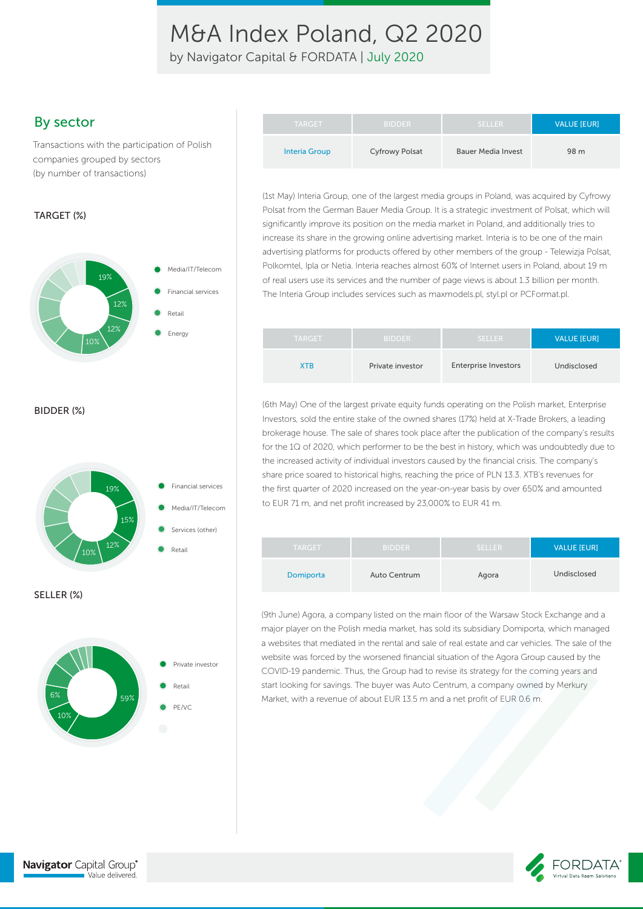# M&A Index Poland, Q2 2020

by Navigator Capital & FORDATA | July 2020

## By sector

Transactions with the participation of Polish companies grouped by sectors (by number of transactions)

### TARGET (%)

- Media/IT/Telecom
- Financial services
- Retail
- Energy

19%, 12%, 12%, 10%

### BIDDER (%)

- Financial services
- Media/IT/Telecom
- Services (other)
- Retail

19%, 15%, 12%, 10%

### SELLER (%)

- Private investor
- Retail
- PE/VC

59%, 10%, 6%

| TARGET | BIDDER | SELLER | VALUE [EUR] |
|---|---|---|---|
| Interia Group | Cyfrowy Polsat | Bauer Media Invest | 98 m |

(1st May) Interia Group, one of the largest media groups in Poland, was acquired by Cyfrowy Polsat from the German Bauer Media Group. It is a strategic investment of Polsat, which will significantly improve its position on the media market in Poland, and additionally tries to increase its share in the growing online advertising market. Interia is to be one of the main advertising platforms for products offered by other members of the group - Telewizja Polsat, Polkomtel, Ipla or Netia. Interia reaches almost 60% of Internet users in Poland, about 19 m of real users use its services and the number of page views is about 1.3 billion per month. The Interia Group includes services such as maxmodels.pl, styl.pl or PCFormat.pl.

| TARGET | BIDDER | SELLER | VALUE [EUR] |
|---|---|---|---|
| XTB | Private investor | Enterprise Investors | Undisclosed |

(6th May) One of the largest private equity funds operating on the Polish market, Enterprise Investors, sold the entire stake of the owned shares (17%) held at X-Trade Brokers, a leading brokerage house. The sale of shares took place after the publication of the company's results for the 1Q of 2020, which performer to be the best in history, which was undoubtedly due to the increased activity of individual investors caused by the financial crisis. The company's share price soared to historical highs, reaching the price of PLN 13.3. XTB's revenues for the first quarter of 2020 increased on the year-on-year basis by over 650% and amounted to EUR 71 m, and net profit increased by 23,000% to EUR 41 m.

| TARGET | BIDDER | SELLER | VALUE [EUR] |
|---|---|---|---|
| Domiporta | Auto Centrum | Agora | Undisclosed |

(9th June) Agora, a company listed on the main floor of the Warsaw Stock Exchange and a major player on the Polish media market, has sold its subsidiary Domiporta, which managed a websites that mediated in the rental and sale of real estate and car vehicles. The sale of the website was forced by the worsened financial situation of the Agora Group caused by the COVID-19 pandemic. Thus, the Group had to revise its strategy for the coming years and start looking for savings. The buyer was Auto Centrum, a company owned by Merkury Market, with a revenue of about EUR 13.5 m and a net profit of EUR 0.6 m.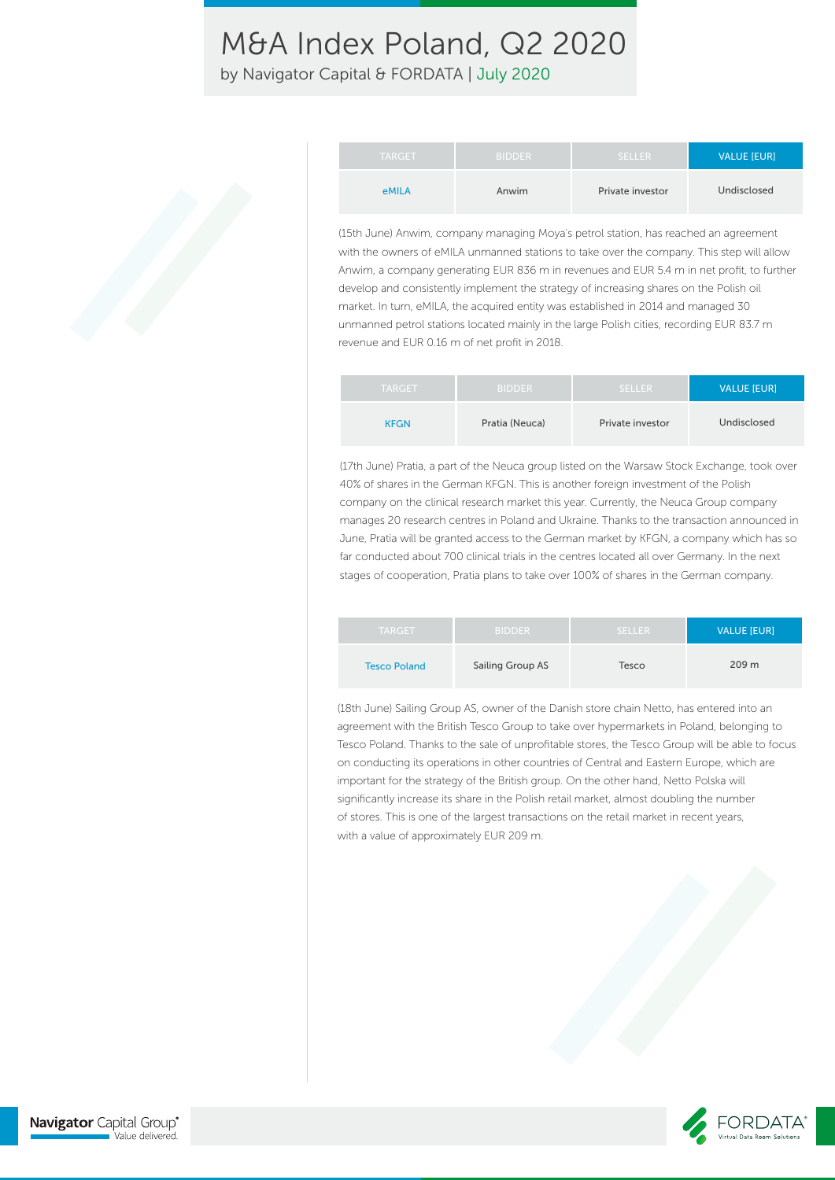| TARGET | BIDDER | SELLER | VALUE [EUR] |
|---|---|---|---|
| eMILA | Anwim | Private investor | Undisclosed |

(15th June) Anwim, company managing Moya's petrol station, has reached an agreement with the owners of eMILA unmanned stations to take over the company. This step will allow Anwim, a company generating EUR 836 m in revenues and EUR 5.4 m in net profit, to further develop and consistently implement the strategy of increasing shares on the Polish oil market. In turn, eMILA, the acquired entity was established in 2014 and managed 30 unmanned petrol stations located mainly in the large Polish cities, recording EUR 83.7 m revenue and EUR 0.16 m of net profit in 2018.

| TARGET | BIDDER | SELLER | VALUE [EUR] |
|---|---|---|---|
| KFGN | Pratia (Neuca) | Private investor | Undisclosed |

(17th June) Pratia, a part of the Neuca group listed on the Warsaw Stock Exchange, took over 40% of shares in the German KFGN. This is another foreign investment of the Polish company on the clinical research market this year. Currently, the Neuca Group company manages 20 research centres in Poland and Ukraine. Thanks to the transaction announced in June, Pratia will be granted access to the German market by KFGN, a company which has so far conducted about 700 clinical trials in the centres located all over Germany. In the next stages of cooperation, Pratia plans to take over 100% of shares in the German company.

| TARGET | BIDDER | SELLER | VALUE [EUR] |
|---|---|---|---|
| Tesco Poland | Sailing Group AS | Tesco | 209 m |

(18th June) Sailing Group AS, owner of the Danish store chain Netto, has entered into an agreement with the British Tesco Group to take over hypermarkets in Poland, belonging to Tesco Poland. Thanks to the sale of unprofitable stores, the Tesco Group will be able to focus on conducting its operations in other countries of Central and Eastern Europe, which are important for the strategy of the British group. On the other hand, Netto Polska will significantly increase its share in the Polish retail market, almost doubling the number of stores. This is one of the largest transactions on the retail market in recent years, with a value of approximately EUR 209 m.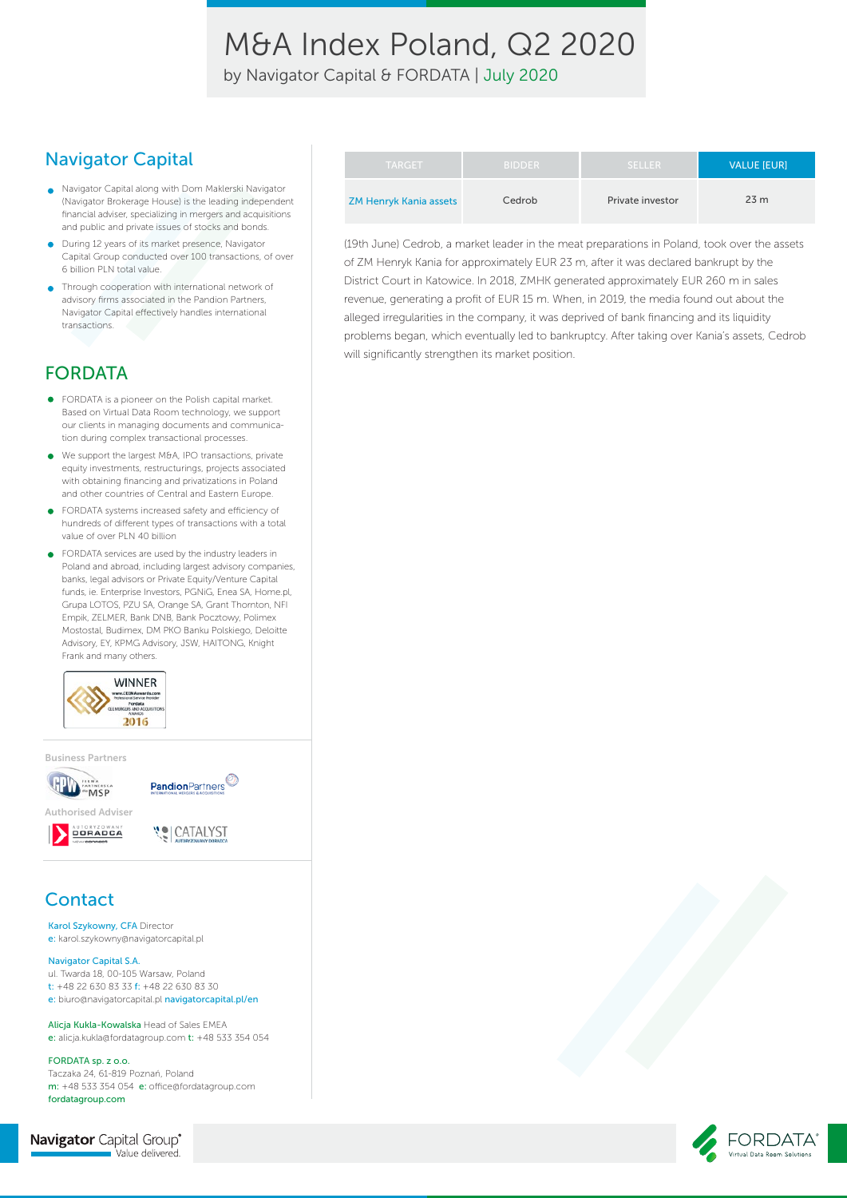# M&A Index Poland, Q2 2020

by Navigator Capital & FORDATA | July 2020

## Navigator Capital

- Navigator Capital along with Dom Maklerski Navigator (Navigator Brokerage House) is the leading independent financial adviser, specializing in mergers and acquisitions and public and private issues of stocks and bonds.
- During 12 years of its market presence, Navigator Capital Group conducted over 100 transactions, of over 6 billion PLN total value.
- Through cooperation with international network of advisory firms associated in the Pandion Partners, Navigator Capital effectively handles international transactions.

## FORDATA

- FORDATA is a pioneer on the Polish capital market. Based on Virtual Data Room technology, we support our clients in managing documents and communication during complex transactional processes.
- We support the largest M&A, IPO transactions, private equity investments, restructurings, projects associated with obtaining financing and privatizations in Poland and other countries of Central and Eastern Europe.
- FORDATA systems increased safety and efficiency of hundreds of different types of transactions with a total value of over PLN 40 billion
- FORDATA services are used by the industry leaders in Poland and abroad, including largest advisory companies, banks, legal advisors or Private Equity/Venture Capital funds, ie. Enterprise Investors, PGNiG, Enea SA, Home.pl, Grupa LOTOS, PZU SA, Orange SA, Grant Thornton, NFI Empik, ZELMER, Bank DNB, Bank Pocztowy, Polimex Mostostal, Budimex, DM PKO Banku Polskiego, Deloitte Advisory, EY, KPMG Advisory, JSW, HAITONG, Knight Frank and many others.

WINNER www.CEEMAwards.com Professional Service Provider Fordata CEE MERGERS AND ACQUISITIONS AWARDS 2016

Business Partners

Authorised Adviser

## Contact

Karol Szykowny, CFA Director
e: karol.szykowny@navigatorcapital.pl

Navigator Capital S.A.
ul. Twarda 18, 00-105 Warsaw, Poland
t: +48 22 630 83 33 f: +48 22 630 83 30
e: biuro@navigatorcapital.pl navigatorcapital.pl/en

Alicja Kukla-Kowalska Head of Sales EMEA
e: alicja.kukla@fordatagroup.com t: +48 533 354 054

FORDATA sp. z o.o.
Taczaka 24, 61-819 Poznań, Poland
m: +48 533 354 054 e: office@fordatagroup.com
fordatagroup.com

| TARGET | BIDDER | SELLER | VALUE [EUR] |
|---|---|---|---|
| ZM Henryk Kania assets | Cedrob | Private investor | 23 m |

(19th June) Cedrob, a market leader in the meat preparations in Poland, took over the assets of ZM Henryk Kania for approximately EUR 23 m, after it was declared bankrupt by the District Court in Katowice. In 2018, ZMHK generated approximately EUR 260 m in sales revenue, generating a profit of EUR 15 m. When, in 2019, the media found out about the alleged irregularities in the company, it was deprived of bank financing and its liquidity problems began, which eventually led to bankruptcy. After taking over Kania's assets, Cedrob will significantly strengthen its market position.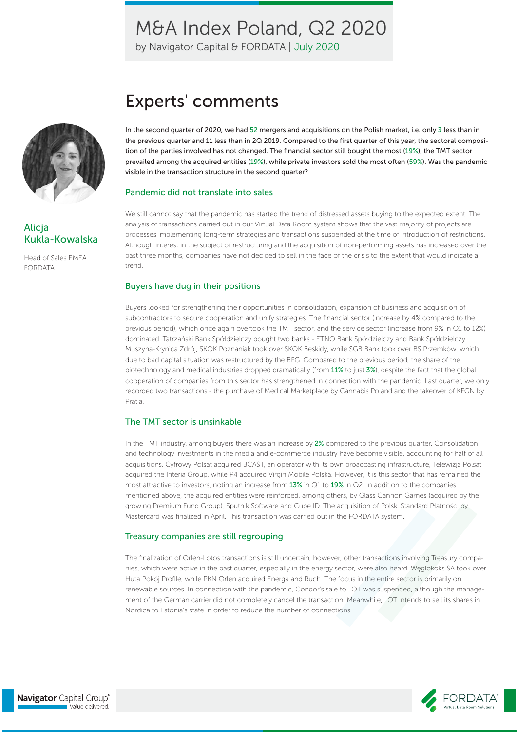# M&A Index Poland, Q2 2020

by Navigator Capital & FORDATA | July 2020

## Experts' comments

**Alicja Kukla-Kowalska**

Head of Sales EMEA FORDATA

**In the second quarter of 2020, we had 52 mergers and acquisitions on the Polish market, i.e. only 3 less than in the previous quarter and 11 less than in 2Q 2019. Compared to the first quarter of this year, the sectoral composition of the parties involved has not changed. The financial sector still bought the most (19%), the TMT sector prevailed among the acquired entities (19%), while private investors sold the most often (59%). Was the pandemic visible in the transaction structure in the second quarter?**

### Pandemic did not translate into sales

We still cannot say that the pandemic has started the trend of distressed assets buying to the expected extent. The analysis of transactions carried out in our Virtual Data Room system shows that the vast majority of projects are processes implementing long-term strategies and transactions suspended at the time of introduction of restrictions. Although interest in the subject of restructuring and the acquisition of non-performing assets has increased over the past three months, companies have not decided to sell in the face of the crisis to the extent that would indicate a trend.

### Buyers have dug in their positions

Buyers looked for strengthening their opportunities in consolidation, expansion of business and acquisition of subcontractors to secure cooperation and unify strategies. The financial sector (increase by 4% compared to the previous period), which once again overtook the TMT sector, and the service sector (increase from 9% in Q1 to 12%) dominated. Tatrzański Bank Spółdzielczy bought two banks - ETNO Bank Spółdzielczy and Bank Spółdzielczy Muszyna-Krynica Zdrój, SKOK Poznaniak took over SKOK Beskidy, while SGB Bank took over BS Przemków, which due to bad capital situation was restructured by the BFG. Compared to the previous period, the share of the biotechnology and medical industries dropped dramatically (from **11%** to just **3%**), despite the fact that the global cooperation of companies from this sector has strengthened in connection with the pandemic. Last quarter, we only recorded two transactions - the purchase of Medical Marketplace by Cannabis Poland and the takeover of KFGN by Pratia.

### The TMT sector is unsinkable

In the TMT industry, among buyers there was an increase by **2%** compared to the previous quarter. Consolidation and technology investments in the media and e-commerce industry have become visible, accounting for half of all acquisitions. Cyfrowy Polsat acquired BCAST, an operator with its own broadcasting infrastructure, Telewizja Polsat acquired the Interia Group, while P4 acquired Virgin Mobile Polska. However, it is this sector that has remained the most attractive to investors, noting an increase from **13%** in Q1 to **19%** in Q2. In addition to the companies mentioned above, the acquired entities were reinforced, among others, by Glass Cannon Games (acquired by the growing Premium Fund Group), Sputnik Software and Cube ID. The acquisition of Polski Standard Płatności by Mastercard was finalized in April. This transaction was carried out in the FORDATA system.

### Treasury companies are still regrouping

The finalization of Orlen-Lotos transactions is still uncertain, however, other transactions involving Treasury companies, which were active in the past quarter, especially in the energy sector, were also heard. Węglokoks SA took over Huta Pokój Profile, while PKN Orlen acquired Energa and Ruch. The focus in the entire sector is primarily on renewable sources. In connection with the pandemic, Condor's sale to LOT was suspended, although the management of the German carrier did not completely cancel the transaction. Meanwhile, LOT intends to sell its shares in Nordica to Estonia's state in order to reduce the number of connections.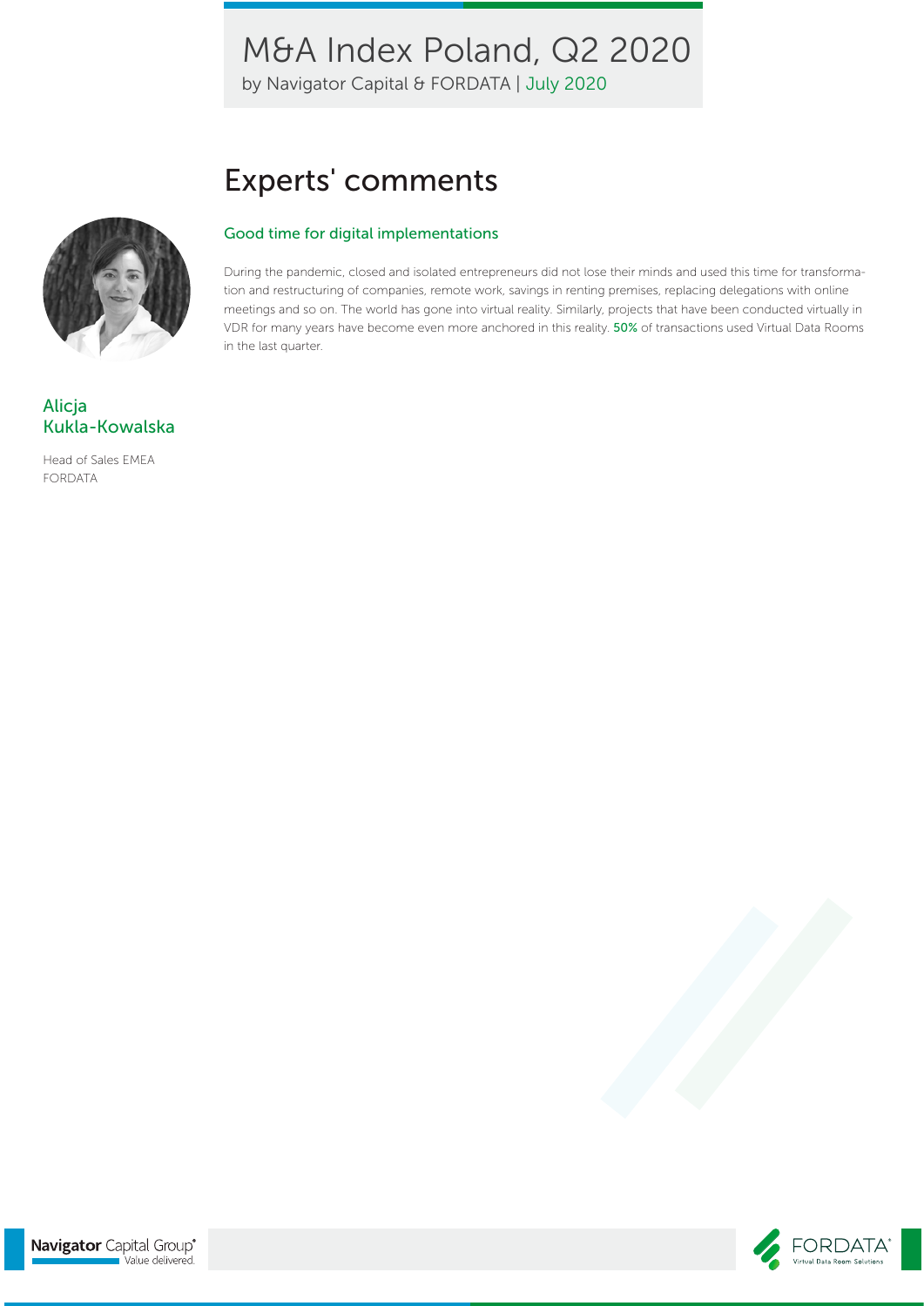# Experts' comments

## Good time for digital implementations

During the pandemic, closed and isolated entrepreneurs did not lose their minds and used this time for transformation and restructuring of companies, remote work, savings in renting premises, replacing delegations with online meetings and so on. The world has gone into virtual reality. Similarly, projects that have been conducted virtually in VDR for many years have become even more anchored in this reality. **50%** of transactions used Virtual Data Rooms in the last quarter.

**Alicja Kukla-Kowalska**

Head of Sales EMEA
FORDATA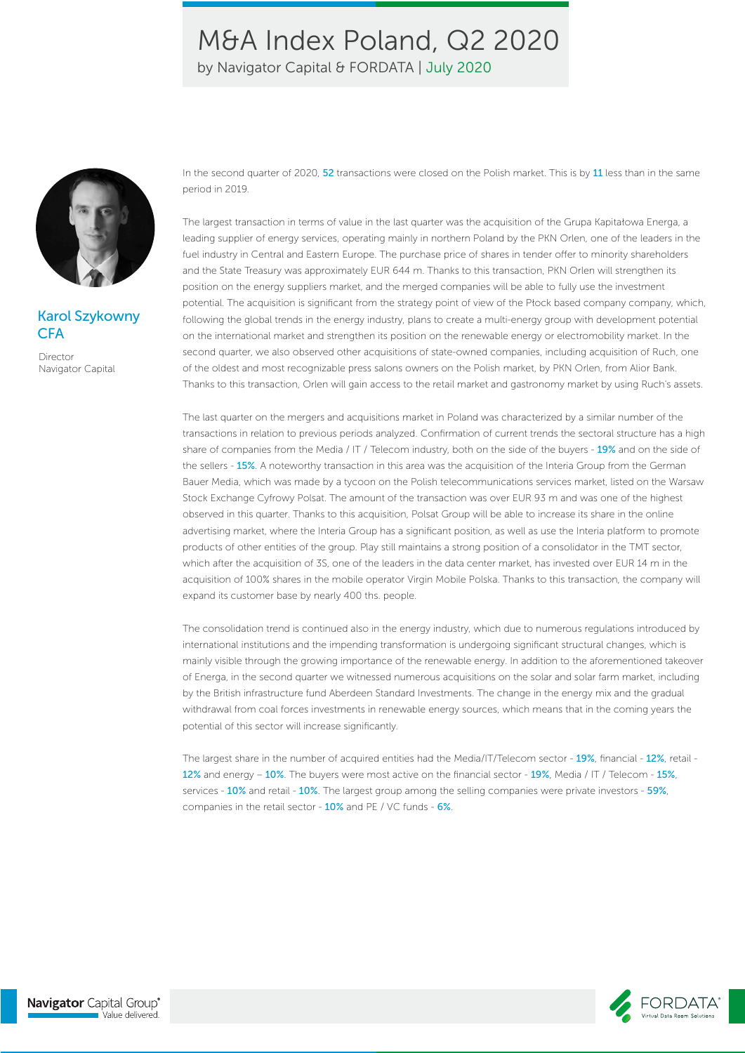# M&A Index Poland, Q2 2020

by Navigator Capital & FORDATA | July 2020

**Karol Szykowny CFA**

Director
Navigator Capital

In the second quarter of 2020, 52 transactions were closed on the Polish market. This is by 11 less than in the same period in 2019.

The largest transaction in terms of value in the last quarter was the acquisition of the Grupa Kapitałowa Energa, a leading supplier of energy services, operating mainly in northern Poland by the PKN Orlen, one of the leaders in the fuel industry in Central and Eastern Europe. The purchase price of shares in tender offer to minority shareholders and the State Treasury was approximately EUR 644 m. Thanks to this transaction, PKN Orlen will strengthen its position on the energy suppliers market, and the merged companies will be able to fully use the investment potential. The acquisition is significant from the strategy point of view of the Płock based company company, which, following the global trends in the energy industry, plans to create a multi-energy group with development potential on the international market and strengthen its position on the renewable energy or electromobility market. In the second quarter, we also observed other acquisitions of state-owned companies, including acquisition of Ruch, one of the oldest and most recognizable press salons owners on the Polish market, by PKN Orlen, from Alior Bank. Thanks to this transaction, Orlen will gain access to the retail market and gastronomy market by using Ruch's assets.

The last quarter on the mergers and acquisitions market in Poland was characterized by a similar number of the transactions in relation to previous periods analyzed. Confirmation of current trends the sectoral structure has a high share of companies from the Media / IT / Telecom industry, both on the side of the buyers - 19% and on the side of the sellers - 15%. A noteworthy transaction in this area was the acquisition of the Interia Group from the German Bauer Media, which was made by a tycoon on the Polish telecommunications services market, listed on the Warsaw Stock Exchange Cyfrowy Polsat. The amount of the transaction was over EUR 93 m and was one of the highest observed in this quarter. Thanks to this acquisition, Polsat Group will be able to increase its share in the online advertising market, where the Interia Group has a significant position, as well as use the Interia platform to promote products of other entities of the group. Play still maintains a strong position of a consolidator in the TMT sector, which after the acquisition of 3S, one of the leaders in the data center market, has invested over EUR 14 m in the acquisition of 100% shares in the mobile operator Virgin Mobile Polska. Thanks to this transaction, the company will expand its customer base by nearly 400 ths. people.

The consolidation trend is continued also in the energy industry, which due to numerous regulations introduced by international institutions and the impending transformation is undergoing significant structural changes, which is mainly visible through the growing importance of the renewable energy. In addition to the aforementioned takeover of Energa, in the second quarter we witnessed numerous acquisitions on the solar and solar farm market, including by the British infrastructure fund Aberdeen Standard Investments. The change in the energy mix and the gradual withdrawal from coal forces investments in renewable energy sources, which means that in the coming years the potential of this sector will increase significantly.

The largest share in the number of acquired entities had the Media/IT/Telecom sector - 19%, financial - 12%, retail - 12% and energy – 10%. The buyers were most active on the financial sector - 19%, Media / IT / Telecom - 15%, services - 10% and retail - 10%. The largest group among the selling companies were private investors - 59%, companies in the retail sector - 10% and PE / VC funds - 6%.